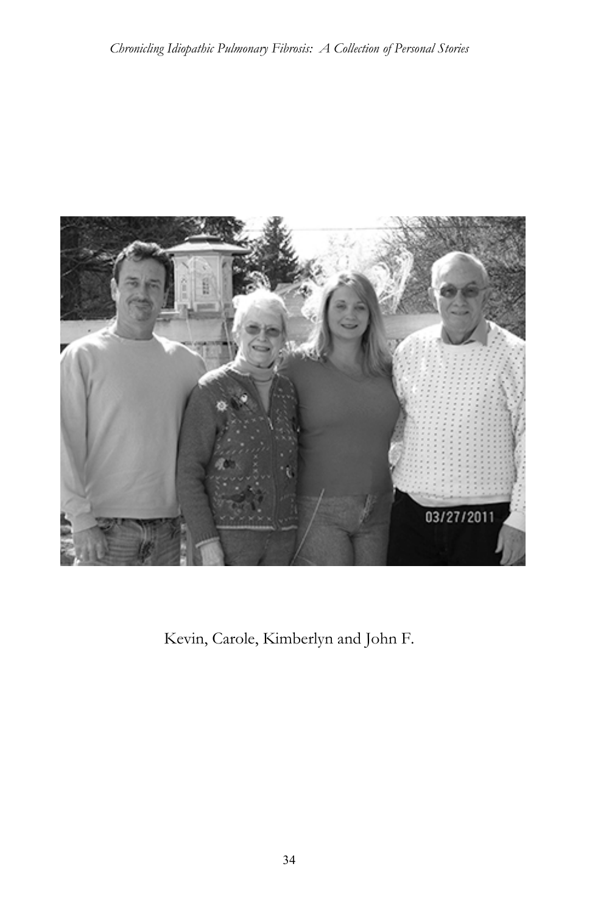Kevin, Carole, Kimberlyn and John F.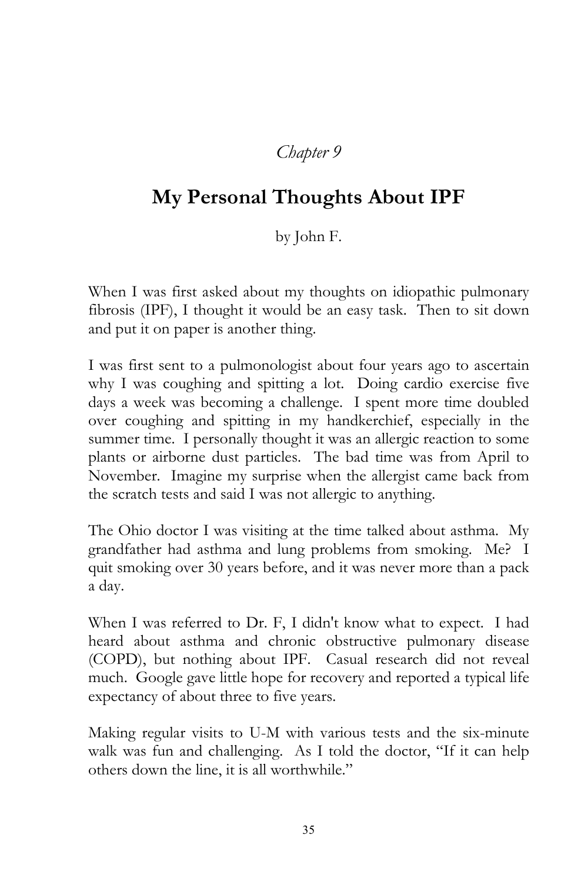*Chapter 9*

# My Personal Thoughts About IPF

by John F.

When I was first asked about my thoughts on idiopathic pulmonary fibrosis (IPF), I thought it would be an easy task. Then to sit down and put it on paper is another thing.

I was first sent to a pulmonologist about four years ago to ascertain why I was coughing and spitting a lot. Doing cardio exercise five days a week was becoming a challenge. I spent more time doubled over coughing and spitting in my handkerchief, especially in the summer time. I personally thought it was an allergic reaction to some plants or airborne dust particles. The bad time was from April to November. Imagine my surprise when the allergist came back from the scratch tests and said I was not allergic to anything.

The Ohio doctor I was visiting at the time talked about asthma. My grandfather had asthma and lung problems from smoking. Me? I quit smoking over 30 years before, and it was never more than a pack a day.

When I was referred to Dr. F, I didn't know what to expect. I had heard about asthma and chronic obstructive pulmonary disease (COPD), but nothing about IPF. Casual research did not reveal much. Google gave little hope for recovery and reported a typical life expectancy of about three to five years.

Making regular visits to U-M with various tests and the six-minute walk was fun and challenging. As I told the doctor, "If it can help others down the line, it is all worthwhile."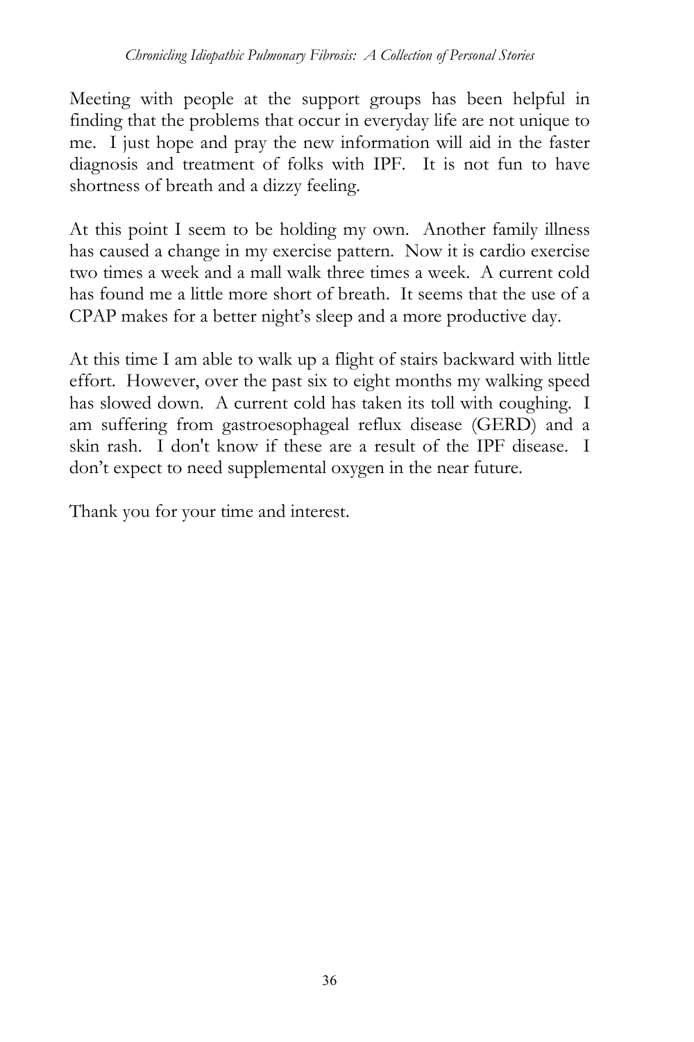Meeting with people at the support groups has been helpful in finding that the problems that occur in everyday life are not unique to me. I just hope and pray the new information will aid in the faster diagnosis and treatment of folks with IPF. It is not fun to have shortness of breath and a dizzy feeling.

At this point I seem to be holding my own. Another family illness has caused a change in my exercise pattern. Now it is cardio exercise two times a week and a mall walk three times a week. A current cold has found me a little more short of breath. It seems that the use of a CPAP makes for a better night's sleep and a more productive day.

At this time I am able to walk up a flight of stairs backward with little effort. However, over the past six to eight months my walking speed has slowed down. A current cold has taken its toll with coughing. I am suffering from gastroesophageal reflux disease (GERD) and a skin rash. I don't know if these are a result of the IPF disease. I don't expect to need supplemental oxygen in the near future.

Thank you for your time and interest.